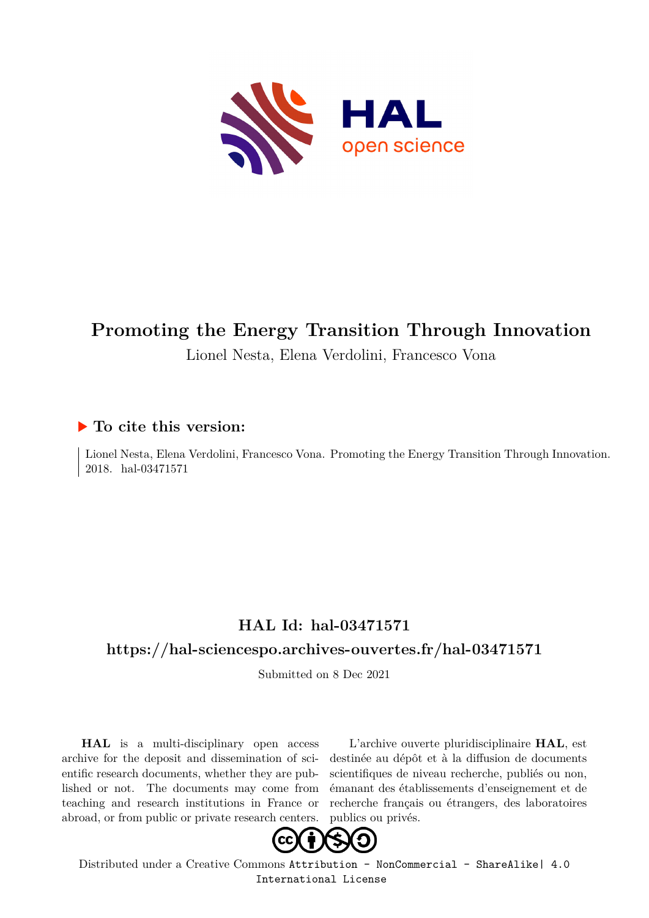# Promoting the Energy Transition Through Innovation

Lionel Nesta, Elena Verdolini, Francesco Vona

## ▶ To cite this version:

Lionel Nesta, Elena Verdolini, Francesco Vona. Promoting the Energy Transition Through Innovation. 2018. hal-03471571

## HAL Id: hal-03471571

## https://hal-sciencespo.archives-ouvertes.fr/hal-03471571

Submitted on 8 Dec 2021

**HAL** is a multi-disciplinary open access archive for the deposit and dissemination of scientific research documents, whether they are published or not. The documents may come from teaching and research institutions in France or abroad, or from public or private research centers.

L'archive ouverte pluridisciplinaire **HAL**, est destinée au dépôt et à la diffusion de documents scientifiques de niveau recherche, publiés ou non, émanant des établissements d'enseignement et de recherche français ou étrangers, des laboratoires publics ou privés.

Distributed under a Creative Commons Attribution - NonCommercial - ShareAlike| 4.0 International License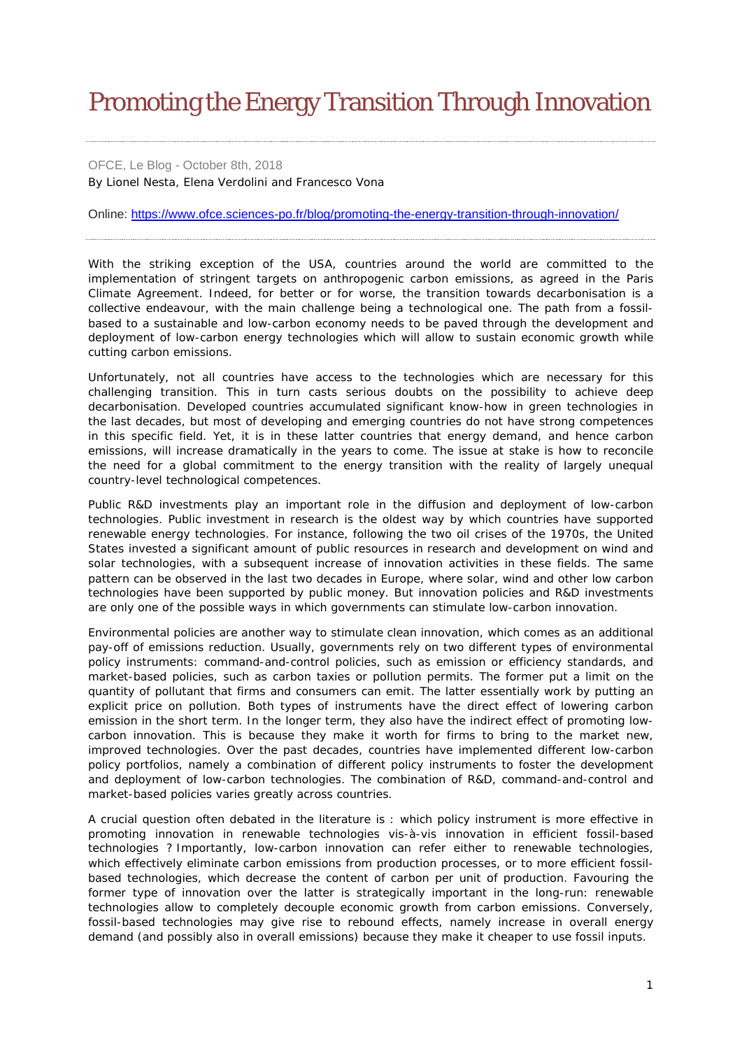# Promoting the Energy Transition Through Innovation

OFCE, Le Blog - October 8th, 2018

By Lionel Nesta, Elena Verdolini and Francesco Vona

Online: [https://www.ofce.sciences-po.fr/blog/promoting-the-energy-transition-through-innovation/](https://www.ofce.sciences-po.fr/blog/promoting-the-energy-transition-through-innovation/)

---

With the striking exception of the USA, countries around the world are committed to the implementation of stringent targets on anthropogenic carbon emissions, as agreed in the Paris Climate Agreement. Indeed, for better or for worse, the transition towards decarbonisation is a collective endeavour, with the main challenge being a technological one. The path from a fossil-based to a sustainable and low-carbon economy needs to be paved through the development and deployment of low-carbon energy technologies which will allow to sustain economic growth while cutting carbon emissions.

Unfortunately, not all countries have access to the technologies which are necessary for this challenging transition. This in turn casts serious doubts on the possibility to achieve deep decarbonisation. Developed countries accumulated significant know-how in green technologies in the last decades, but most of developing and emerging countries do not have strong competences in this specific field. Yet, it is in these latter countries that energy demand, and hence carbon emissions, will increase dramatically in the years to come. The issue at stake is how to reconcile the need for a global commitment to the energy transition with the reality of largely unequal country-level technological competences.

Public R&D investments play an important role in the diffusion and deployment of low-carbon technologies. Public investment in research is the oldest way by which countries have supported renewable energy technologies. For instance, following the two oil crises of the 1970s, the United States invested a significant amount of public resources in research and development on wind and solar technologies, with a subsequent increase of innovation activities in these fields. The same pattern can be observed in the last two decades in Europe, where solar, wind and other low carbon technologies have been supported by public money. But innovation policies and R&D investments are only one of the possible ways in which governments can stimulate low-carbon innovation.

Environmental policies are another way to stimulate clean innovation, which comes as an additional pay-off of emissions reduction. Usually, governments rely on two different types of environmental policy instruments: command-and-control policies, such as emission or efficiency standards, and market-based policies, such as carbon taxies or pollution permits. The former put a limit on the quantity of pollutant that firms and consumers can emit. The latter essentially work by putting an explicit price on pollution. Both types of instruments have the direct effect of lowering carbon emission in the short term. In the longer term, they also have the indirect effect of promoting low-carbon innovation. This is because they make it worth for firms to bring to the market new, improved technologies. Over the past decades, countries have implemented different low-carbon policy portfolios, namely a combination of different policy instruments to foster the development and deployment of low-carbon technologies. The combination of R&D, command-and-control and market-based policies varies greatly across countries.

A crucial question often debated in the literature is : which policy instrument is more effective in promoting innovation in renewable technologies vis-à-vis innovation in efficient fossil-based technologies ? Importantly, low-carbon innovation can refer either to renewable technologies, which effectively eliminate carbon emissions from production processes, or to more efficient fossil-based technologies, which decrease the content of carbon per unit of production. Favouring the former type of innovation over the latter is strategically important in the long-run: renewable technologies allow to completely decouple economic growth from carbon emissions. Conversely, fossil-based technologies may give rise to rebound effects, namely increase in overall energy demand (and possibly also in overall emissions) because they make it cheaper to use fossil inputs.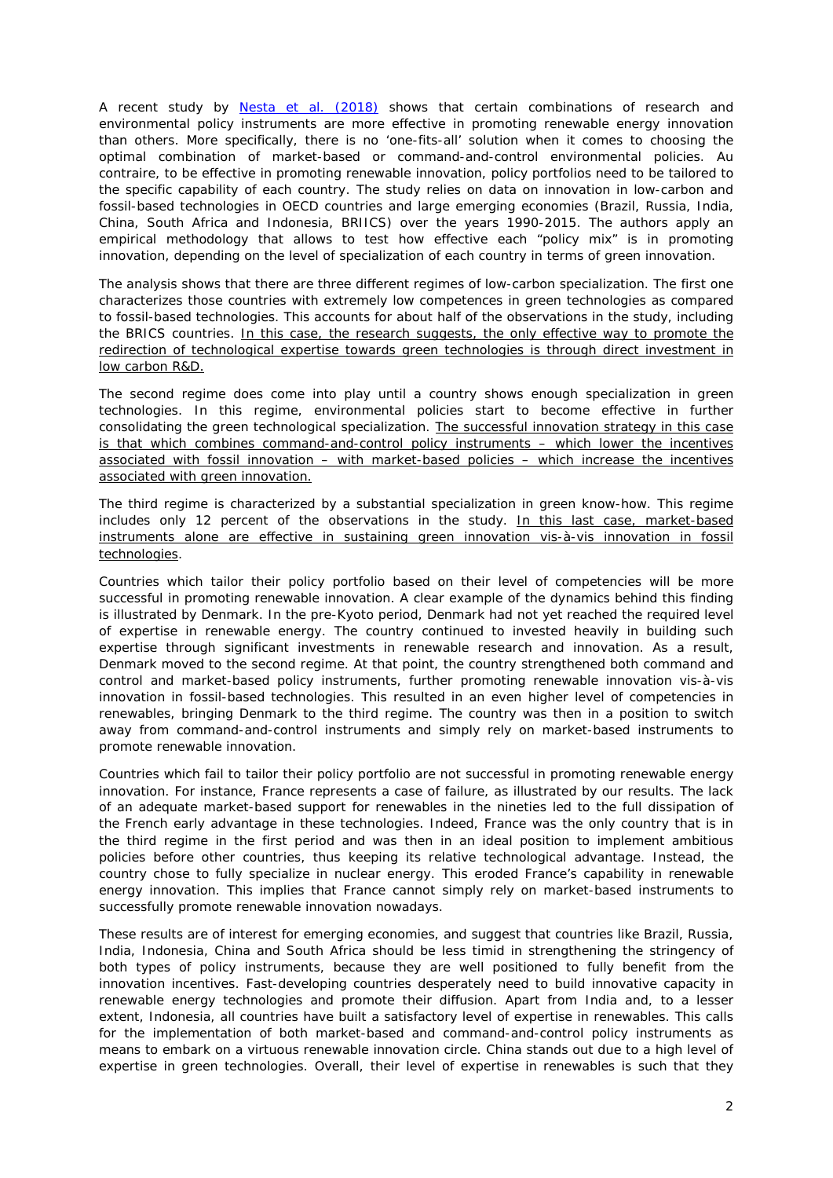A recent study by [Nesta et al. (2018)](#) shows that certain combinations of research and environmental policy instruments are more effective in promoting renewable energy innovation than others. More specifically, there is no 'one-fits-all' solution when it comes to choosing the optimal combination of market-based or command-and-control environmental policies. *Au contraire*, to be effective in promoting renewable innovation, policy portfolios need to be tailored to the specific capability of each country. The study relies on data on innovation in low-carbon and fossil-based technologies in OECD countries and large emerging economies (Brazil, Russia, India, China, South Africa and Indonesia, BRIICS) over the years 1990-2015. The authors apply an empirical methodology that allows to test how effective each "policy mix" is in promoting innovation, depending on the level of specialization of each country in terms of green innovation.

The analysis shows that there are three different regimes of low-carbon specialization. The first one characterizes those countries with extremely low competences in green technologies as compared to fossil-based technologies. This accounts for about half of the observations in the study, including the BRICS countries. <u>In this case, the research suggests, the only effective way to promote the redirection of technological expertise towards green technologies is through direct investment in low carbon R&D.</u>

The second regime does come into play until a country shows enough specialization in green technologies. In this regime, environmental policies start to become effective in further consolidating the green technological specialization. <u>The successful innovation strategy in this case is that which combines command-and-control policy instruments – which lower the incentives associated with fossil innovation – with market-based policies – which increase the incentives associated with green innovation.</u>

The third regime is characterized by a substantial specialization in green know-how. This regime includes only 12 percent of the observations in the study. <u>In this last case, market-based instruments alone are effective in sustaining green innovation vis-à-vis innovation in fossil technologies</u>.

Countries which tailor their policy portfolio based on their level of competencies will be more successful in promoting renewable innovation. A clear example of the dynamics behind this finding is illustrated by Denmark. In the pre-Kyoto period, Denmark had not yet reached the required level of expertise in renewable energy. The country continued to invested heavily in building such expertise through significant investments in renewable research and innovation. As a result, Denmark moved to the second regime. At that point, the country strengthened both command and control and market-based policy instruments, further promoting renewable innovation vis-à-vis innovation in fossil-based technologies. This resulted in an even higher level of competencies in renewables, bringing Denmark to the third regime. The country was then in a position to switch away from command-and-control instruments and simply rely on market-based instruments to promote renewable innovation.

Countries which fail to tailor their policy portfolio are not successful in promoting renewable energy innovation. For instance, France represents a case of failure, as illustrated by our results. The lack of an adequate market-based support for renewables in the nineties led to the full dissipation of the French early advantage in these technologies. Indeed, France was the only country that is in the third regime in the first period and was then in an ideal position to implement ambitious policies before other countries, thus keeping its relative technological advantage. Instead, the country chose to fully specialize in nuclear energy. This eroded France's capability in renewable energy innovation. This implies that France cannot simply rely on market-based instruments to successfully promote renewable innovation nowadays.

These results are of interest for emerging economies, and suggest that countries like Brazil, Russia, India, Indonesia, China and South Africa should be less timid in strengthening the stringency of both types of policy instruments, because they are well positioned to fully benefit from the innovation incentives. Fast-developing countries desperately need to build innovative capacity in renewable energy technologies and promote their diffusion. Apart from India and, to a lesser extent, Indonesia, all countries have built a satisfactory level of expertise in renewables. This calls for the implementation of both market-based and command-and-control policy instruments as means to embark on a virtuous renewable innovation circle. China stands out due to a high level of expertise in green technologies. Overall, their level of expertise in renewables is such that they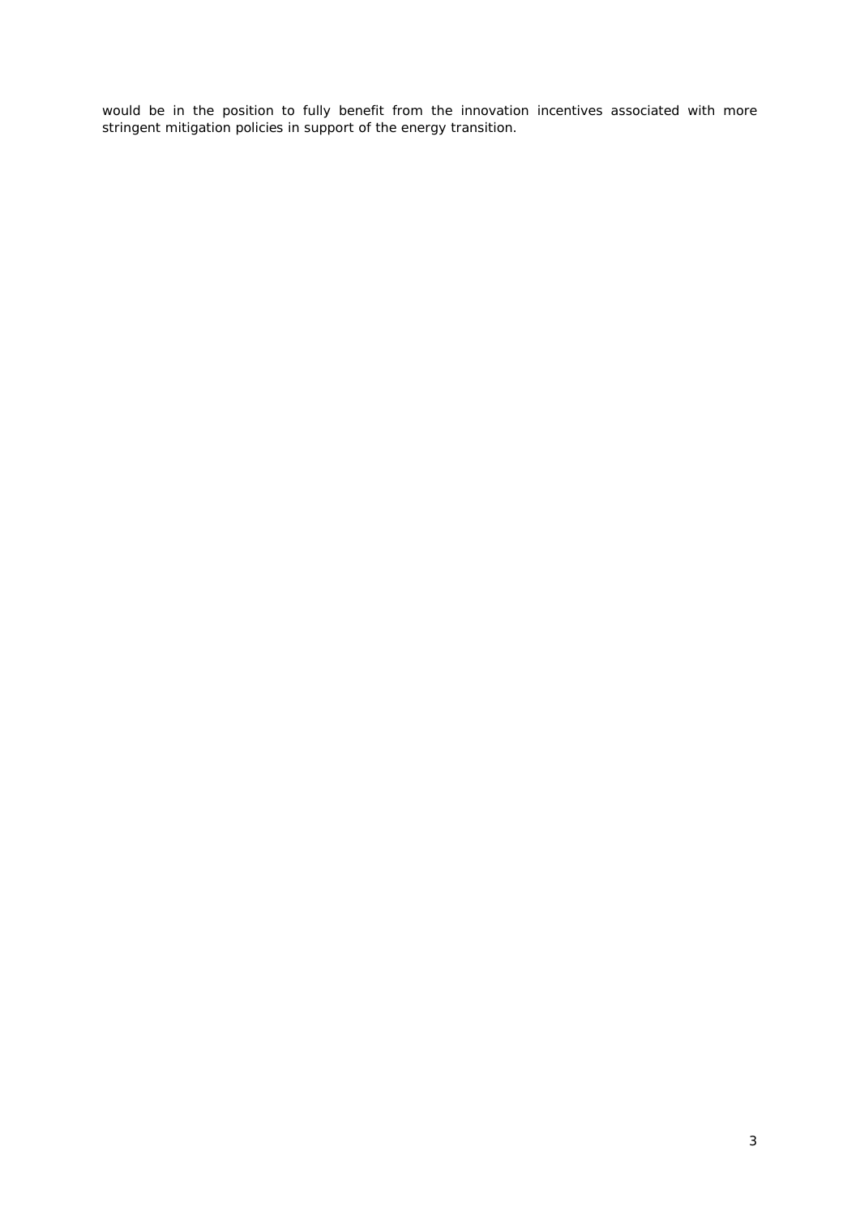would be in the position to fully benefit from the innovation incentives associated with more stringent mitigation policies in support of the energy transition.